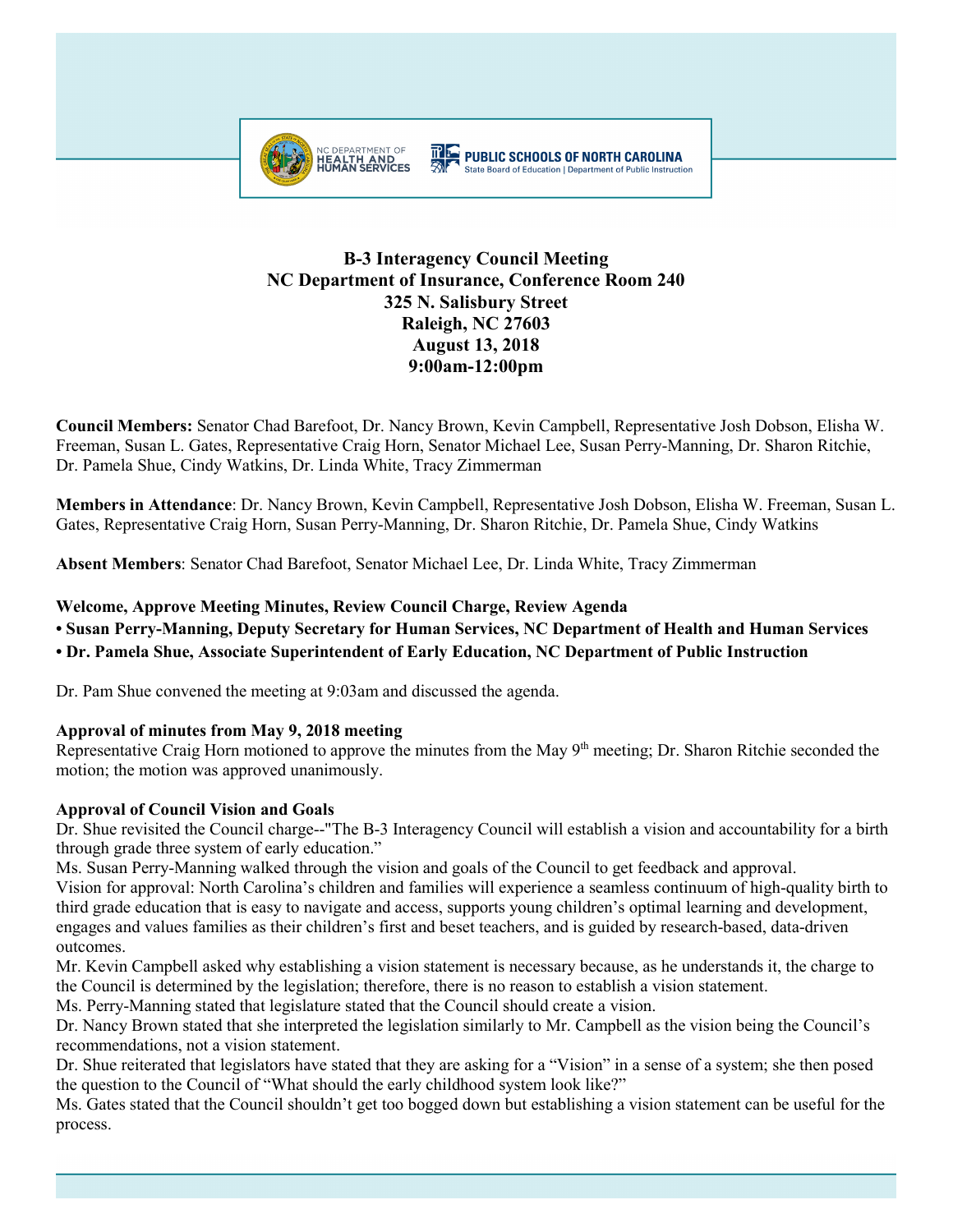# B-3 Interagency Council Meeting
## NC Department of Insurance, Conference Room 240
## 325 N. Salisbury Street
## Raleigh, NC 27603
## August 13, 2018
## 9:00am-12:00pm

**Council Members:** Senator Chad Barefoot, Dr. Nancy Brown, Kevin Campbell, Representative Josh Dobson, Elisha W. Freeman, Susan L. Gates, Representative Craig Horn, Senator Michael Lee, Susan Perry-Manning, Dr. Sharon Ritchie, Dr. Pamela Shue, Cindy Watkins, Dr. Linda White, Tracy Zimmerman

**Members in Attendance**: Dr. Nancy Brown, Kevin Campbell, Representative Josh Dobson, Elisha W. Freeman, Susan L. Gates, Representative Craig Horn, Susan Perry-Manning, Dr. Sharon Ritchie, Dr. Pamela Shue, Cindy Watkins

**Absent Members**: Senator Chad Barefoot, Senator Michael Lee, Dr. Linda White, Tracy Zimmerman

**Welcome, Approve Meeting Minutes, Review Council Charge, Review Agenda**

- **Susan Perry-Manning, Deputy Secretary for Human Services, NC Department of Health and Human Services**
- **Dr. Pamela Shue, Associate Superintendent of Early Education, NC Department of Public Instruction**

Dr. Pam Shue convened the meeting at 9:03am and discussed the agenda.

**Approval of minutes from May 9, 2018 meeting**

Representative Craig Horn motioned to approve the minutes from the May 9th meeting; Dr. Sharon Ritchie seconded the motion; the motion was approved unanimously.

**Approval of Council Vision and Goals**

Dr. Shue revisited the Council charge--"The B-3 Interagency Council will establish a vision and accountability for a birth through grade three system of early education."

Ms. Susan Perry-Manning walked through the vision and goals of the Council to get feedback and approval.

Vision for approval: North Carolina's children and families will experience a seamless continuum of high-quality birth to third grade education that is easy to navigate and access, supports young children's optimal learning and development, engages and values families as their children's first and beset teachers, and is guided by research-based, data-driven outcomes.

Mr. Kevin Campbell asked why establishing a vision statement is necessary because, as he understands it, the charge to the Council is determined by the legislation; therefore, there is no reason to establish a vision statement.

Ms. Perry-Manning stated that legislature stated that the Council should create a vision.

Dr. Nancy Brown stated that she interpreted the legislation similarly to Mr. Campbell as the vision being the Council's recommendations, not a vision statement.

Dr. Shue reiterated that legislators have stated that they are asking for a "Vision" in a sense of a system; she then posed the question to the Council of "What should the early childhood system look like?"

Ms. Gates stated that the Council shouldn't get too bogged down but establishing a vision statement can be useful for the process.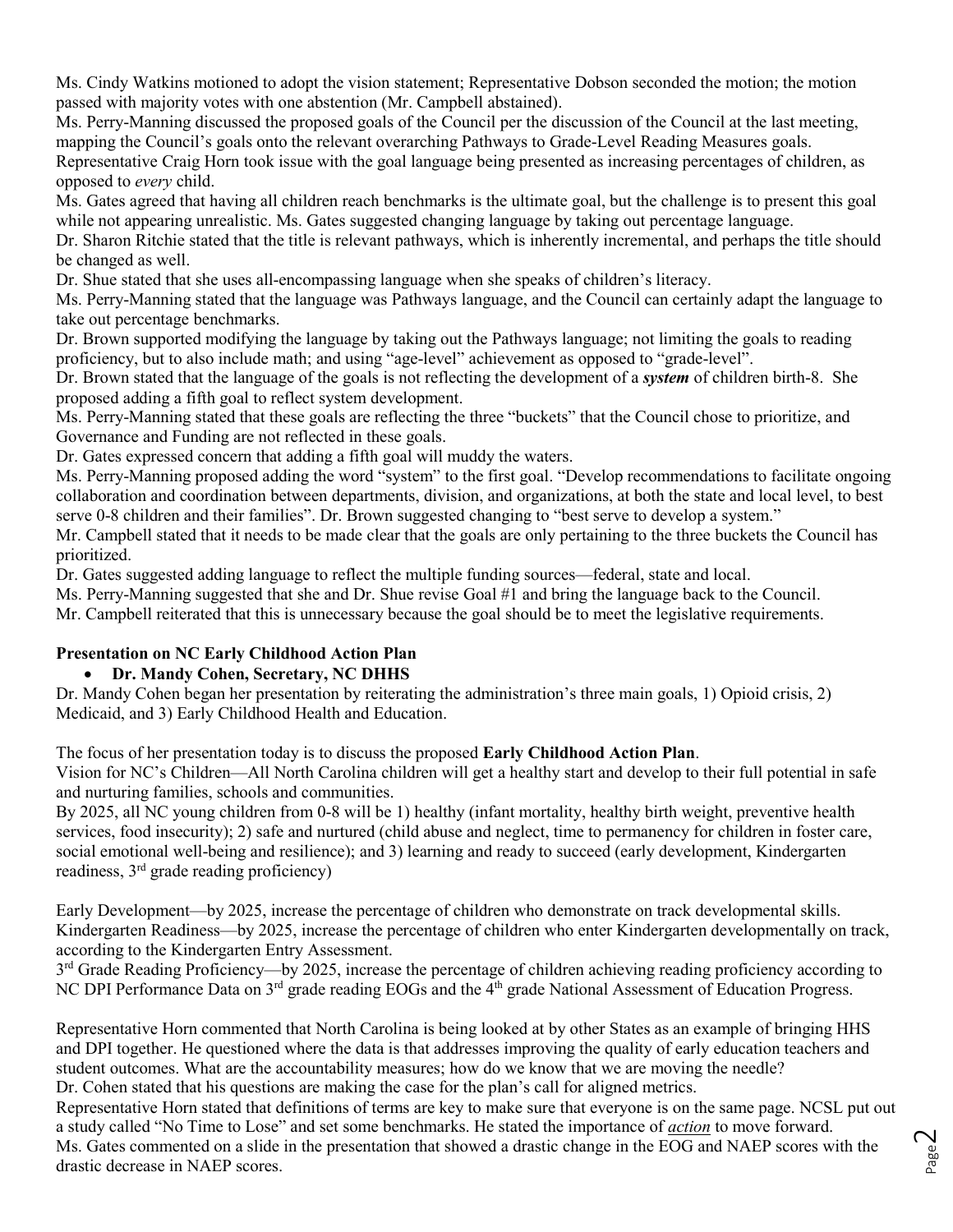Ms. Cindy Watkins motioned to adopt the vision statement; Representative Dobson seconded the motion; the motion passed with majority votes with one abstention (Mr. Campbell abstained).

Ms. Perry-Manning discussed the proposed goals of the Council per the discussion of the Council at the last meeting, mapping the Council's goals onto the relevant overarching Pathways to Grade-Level Reading Measures goals.

Representative Craig Horn took issue with the goal language being presented as increasing percentages of children, as opposed to *every* child.

Ms. Gates agreed that having all children reach benchmarks is the ultimate goal, but the challenge is to present this goal while not appearing unrealistic. Ms. Gates suggested changing language by taking out percentage language.

Dr. Sharon Ritchie stated that the title is relevant pathways, which is inherently incremental, and perhaps the title should be changed as well.

Dr. Shue stated that she uses all-encompassing language when she speaks of children's literacy.

Ms. Perry-Manning stated that the language was Pathways language, and the Council can certainly adapt the language to take out percentage benchmarks.

Dr. Brown supported modifying the language by taking out the Pathways language; not limiting the goals to reading proficiency, but to also include math; and using "age-level" achievement as opposed to "grade-level".

Dr. Brown stated that the language of the goals is not reflecting the development of a ***system*** of children birth-8. She proposed adding a fifth goal to reflect system development.

Ms. Perry-Manning stated that these goals are reflecting the three "buckets" that the Council chose to prioritize, and Governance and Funding are not reflected in these goals.

Dr. Gates expressed concern that adding a fifth goal will muddy the waters.

Ms. Perry-Manning proposed adding the word "system" to the first goal. "Develop recommendations to facilitate ongoing collaboration and coordination between departments, division, and organizations, at both the state and local level, to best serve 0-8 children and their families". Dr. Brown suggested changing to "best serve to develop a system."

Mr. Campbell stated that it needs to be made clear that the goals are only pertaining to the three buckets the Council has prioritized.

Dr. Gates suggested adding language to reflect the multiple funding sources—federal, state and local.

Ms. Perry-Manning suggested that she and Dr. Shue revise Goal #1 and bring the language back to the Council.

Mr. Campbell reiterated that this is unnecessary because the goal should be to meet the legislative requirements.

**Presentation on NC Early Childhood Action Plan**

- **Dr. Mandy Cohen, Secretary, NC DHHS**

Dr. Mandy Cohen began her presentation by reiterating the administration's three main goals, 1) Opioid crisis, 2) Medicaid, and 3) Early Childhood Health and Education.

The focus of her presentation today is to discuss the proposed **Early Childhood Action Plan**.

Vision for NC's Children—All North Carolina children will get a healthy start and develop to their full potential in safe and nurturing families, schools and communities.

By 2025, all NC young children from 0-8 will be 1) healthy (infant mortality, healthy birth weight, preventive health services, food insecurity); 2) safe and nurtured (child abuse and neglect, time to permanency for children in foster care, social emotional well-being and resilience); and 3) learning and ready to succeed (early development, Kindergarten readiness, 3rd grade reading proficiency)

Early Development—by 2025, increase the percentage of children who demonstrate on track developmental skills.

Kindergarten Readiness—by 2025, increase the percentage of children who enter Kindergarten developmentally on track, according to the Kindergarten Entry Assessment.

3rd Grade Reading Proficiency—by 2025, increase the percentage of children achieving reading proficiency according to NC DPI Performance Data on 3rd grade reading EOGs and the 4th grade National Assessment of Education Progress.

Representative Horn commented that North Carolina is being looked at by other States as an example of bringing HHS and DPI together. He questioned where the data is that addresses improving the quality of early education teachers and student outcomes. What are the accountability measures; how do we know that we are moving the needle?

Dr. Cohen stated that his questions are making the case for the plan's call for aligned metrics.

Representative Horn stated that definitions of terms are key to make sure that everyone is on the same page. NCSL put out a study called "No Time to Lose" and set some benchmarks. He stated the importance of ***action*** to move forward.

Ms. Gates commented on a slide in the presentation that showed a drastic change in the EOG and NAEP scores with the drastic decrease in NAEP scores.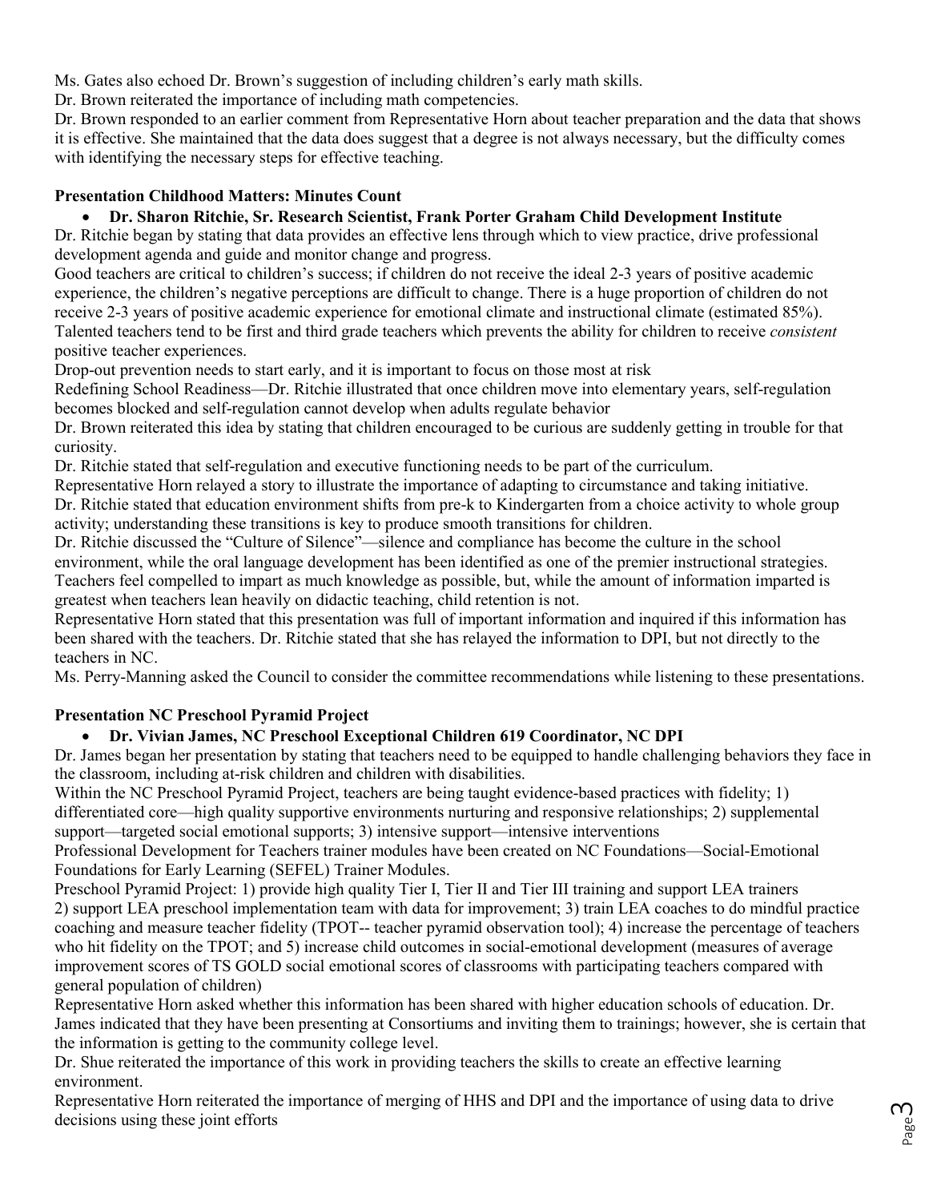Ms. Gates also echoed Dr. Brown's suggestion of including children's early math skills.

Dr. Brown reiterated the importance of including math competencies.

Dr. Brown responded to an earlier comment from Representative Horn about teacher preparation and the data that shows it is effective. She maintained that the data does suggest that a degree is not always necessary, but the difficulty comes with identifying the necessary steps for effective teaching.

**Presentation Childhood Matters: Minutes Count**

- **Dr. Sharon Ritchie, Sr. Research Scientist, Frank Porter Graham Child Development Institute**

Dr. Ritchie began by stating that data provides an effective lens through which to view practice, drive professional development agenda and guide and monitor change and progress.

Good teachers are critical to children's success; if children do not receive the ideal 2-3 years of positive academic experience, the children's negative perceptions are difficult to change. There is a huge proportion of children do not receive 2-3 years of positive academic experience for emotional climate and instructional climate (estimated 85%). Talented teachers tend to be first and third grade teachers which prevents the ability for children to receive *consistent* positive teacher experiences.

Drop-out prevention needs to start early, and it is important to focus on those most at risk

Redefining School Readiness—Dr. Ritchie illustrated that once children move into elementary years, self-regulation becomes blocked and self-regulation cannot develop when adults regulate behavior

Dr. Brown reiterated this idea by stating that children encouraged to be curious are suddenly getting in trouble for that curiosity.

Dr. Ritchie stated that self-regulation and executive functioning needs to be part of the curriculum.

Representative Horn relayed a story to illustrate the importance of adapting to circumstance and taking initiative.

Dr. Ritchie stated that education environment shifts from pre-k to Kindergarten from a choice activity to whole group activity; understanding these transitions is key to produce smooth transitions for children.

Dr. Ritchie discussed the "Culture of Silence"—silence and compliance has become the culture in the school environment, while the oral language development has been identified as one of the premier instructional strategies. Teachers feel compelled to impart as much knowledge as possible, but, while the amount of information imparted is greatest when teachers lean heavily on didactic teaching, child retention is not.

Representative Horn stated that this presentation was full of important information and inquired if this information has been shared with the teachers. Dr. Ritchie stated that she has relayed the information to DPI, but not directly to the teachers in NC.

Ms. Perry-Manning asked the Council to consider the committee recommendations while listening to these presentations.

**Presentation NC Preschool Pyramid Project**

- **Dr. Vivian James, NC Preschool Exceptional Children 619 Coordinator, NC DPI**

Dr. James began her presentation by stating that teachers need to be equipped to handle challenging behaviors they face in the classroom, including at-risk children and children with disabilities.

Within the NC Preschool Pyramid Project, teachers are being taught evidence-based practices with fidelity; 1) differentiated core—high quality supportive environments nurturing and responsive relationships; 2) supplemental support—targeted social emotional supports; 3) intensive support—intensive interventions

Professional Development for Teachers trainer modules have been created on NC Foundations—Social-Emotional Foundations for Early Learning (SEFEL) Trainer Modules.

Preschool Pyramid Project: 1) provide high quality Tier I, Tier II and Tier III training and support LEA trainers 2) support LEA preschool implementation team with data for improvement; 3) train LEA coaches to do mindful practice coaching and measure teacher fidelity (TPOT-- teacher pyramid observation tool); 4) increase the percentage of teachers who hit fidelity on the TPOT; and 5) increase child outcomes in social-emotional development (measures of average improvement scores of TS GOLD social emotional scores of classrooms with participating teachers compared with general population of children)

Representative Horn asked whether this information has been shared with higher education schools of education. Dr. James indicated that they have been presenting at Consortiums and inviting them to trainings; however, she is certain that the information is getting to the community college level.

Dr. Shue reiterated the importance of this work in providing teachers the skills to create an effective learning environment.

Representative Horn reiterated the importance of merging of HHS and DPI and the importance of using data to drive decisions using these joint efforts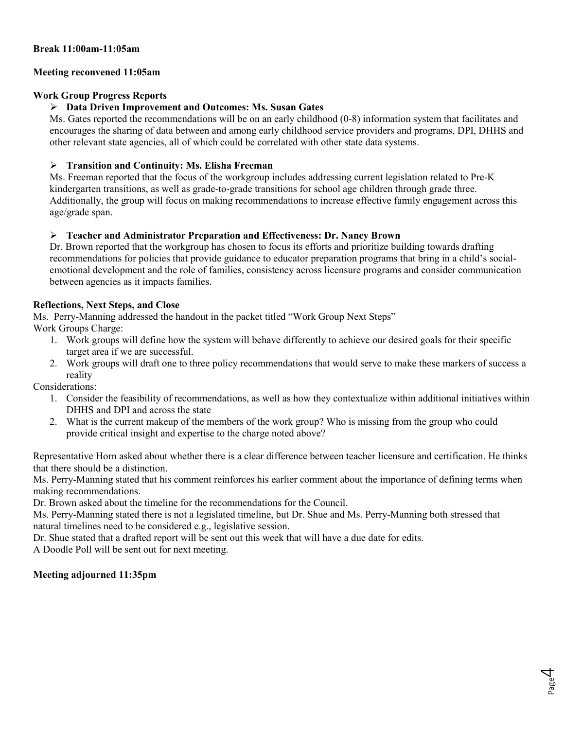**Break 11:00am-11:05am**

**Meeting reconvened 11:05am**

**Work Group Progress Reports**

- **Data Driven Improvement and Outcomes: Ms. Susan Gates**

  Ms. Gates reported the recommendations will be on an early childhood (0-8) information system that facilitates and encourages the sharing of data between and among early childhood service providers and programs, DPI, DHHS and other relevant state agencies, all of which could be correlated with other state data systems.

- **Transition and Continuity: Ms. Elisha Freeman**

  Ms. Freeman reported that the focus of the workgroup includes addressing current legislation related to Pre-K kindergarten transitions, as well as grade-to-grade transitions for school age children through grade three. Additionally, the group will focus on making recommendations to increase effective family engagement across this age/grade span.

- **Teacher and Administrator Preparation and Effectiveness: Dr. Nancy Brown**

  Dr. Brown reported that the workgroup has chosen to focus its efforts and prioritize building towards drafting recommendations for policies that provide guidance to educator preparation programs that bring in a child's social-emotional development and the role of families, consistency across licensure programs and consider communication between agencies as it impacts families.

**Reflections, Next Steps, and Close**

Ms. Perry-Manning addressed the handout in the packet titled "Work Group Next Steps"

Work Groups Charge:

1. Work groups will define how the system will behave differently to achieve our desired goals for their specific target area if we are successful.
2. Work groups will draft one to three policy recommendations that would serve to make these markers of success a reality

Considerations:

1. Consider the feasibility of recommendations, as well as how they contextualize within additional initiatives within DHHS and DPI and across the state
2. What is the current makeup of the members of the work group? Who is missing from the group who could provide critical insight and expertise to the charge noted above?

Representative Horn asked about whether there is a clear difference between teacher licensure and certification. He thinks that there should be a distinction.

Ms. Perry-Manning stated that his comment reinforces his earlier comment about the importance of defining terms when making recommendations.

Dr. Brown asked about the timeline for the recommendations for the Council.

Ms. Perry-Manning stated there is not a legislated timeline, but Dr. Shue and Ms. Perry-Manning both stressed that natural timelines need to be considered e.g., legislative session.

Dr. Shue stated that a drafted report will be sent out this week that will have a due date for edits.

A Doodle Poll will be sent out for next meeting.

**Meeting adjourned 11:35pm**